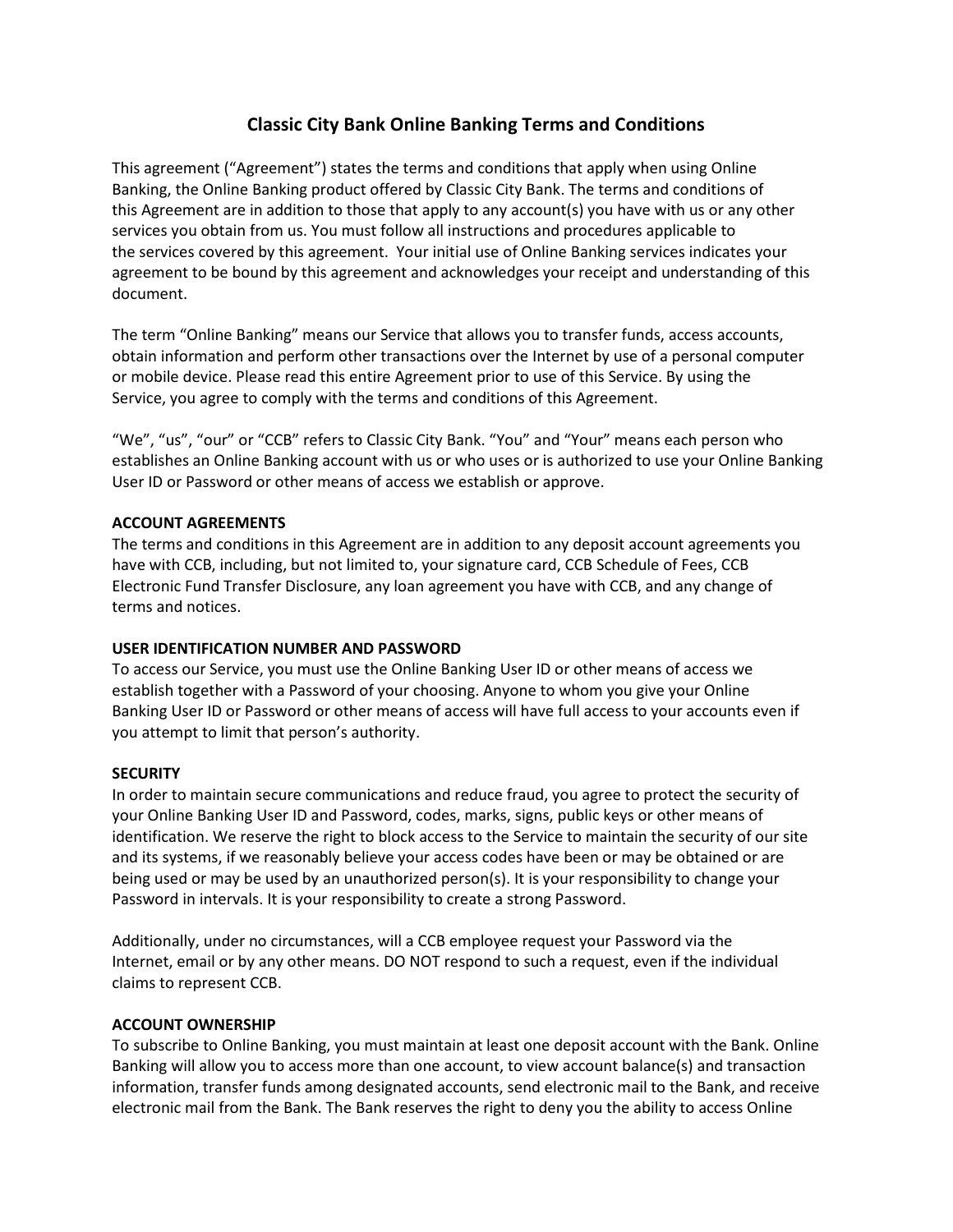# Classic City Bank Online Banking Terms and Conditions

This agreement ("Agreement") states the terms and conditions that apply when using Online Banking, the Online Banking product offered by Classic City Bank. The terms and conditions of this Agreement are in addition to those that apply to any account(s) you have with us or any other services you obtain from us. You must follow all instructions and procedures applicable to the services covered by this agreement. Your initial use of Online Banking services indicates your agreement to be bound by this agreement and acknowledges your receipt and understanding of this document.

The term "Online Banking" means our Service that allows you to transfer funds, access accounts, obtain information and perform other transactions over the Internet by use of a personal computer or mobile device. Please read this entire Agreement prior to use of this Service. By using the Service, you agree to comply with the terms and conditions of this Agreement.

"We", "us", "our" or "CCB" refers to Classic City Bank. "You" and "Your" means each person who establishes an Online Banking account with us or who uses or is authorized to use your Online Banking User ID or Password or other means of access we establish or approve.

**ACCOUNT AGREEMENTS**

The terms and conditions in this Agreement are in addition to any deposit account agreements you have with CCB, including, but not limited to, your signature card, CCB Schedule of Fees, CCB Electronic Fund Transfer Disclosure, any loan agreement you have with CCB, and any change of terms and notices.

**USER IDENTIFICATION NUMBER AND PASSWORD**

To access our Service, you must use the Online Banking User ID or other means of access we establish together with a Password of your choosing. Anyone to whom you give your Online Banking User ID or Password or other means of access will have full access to your accounts even if you attempt to limit that person's authority.

**SECURITY**

In order to maintain secure communications and reduce fraud, you agree to protect the security of your Online Banking User ID and Password, codes, marks, signs, public keys or other means of identification. We reserve the right to block access to the Service to maintain the security of our site and its systems, if we reasonably believe your access codes have been or may be obtained or are being used or may be used by an unauthorized person(s). It is your responsibility to change your Password in intervals. It is your responsibility to create a strong Password.

Additionally, under no circumstances, will a CCB employee request your Password via the Internet, email or by any other means. DO NOT respond to such a request, even if the individual claims to represent CCB.

**ACCOUNT OWNERSHIP**

To subscribe to Online Banking, you must maintain at least one deposit account with the Bank. Online Banking will allow you to access more than one account, to view account balance(s) and transaction information, transfer funds among designated accounts, send electronic mail to the Bank, and receive electronic mail from the Bank. The Bank reserves the right to deny you the ability to access Online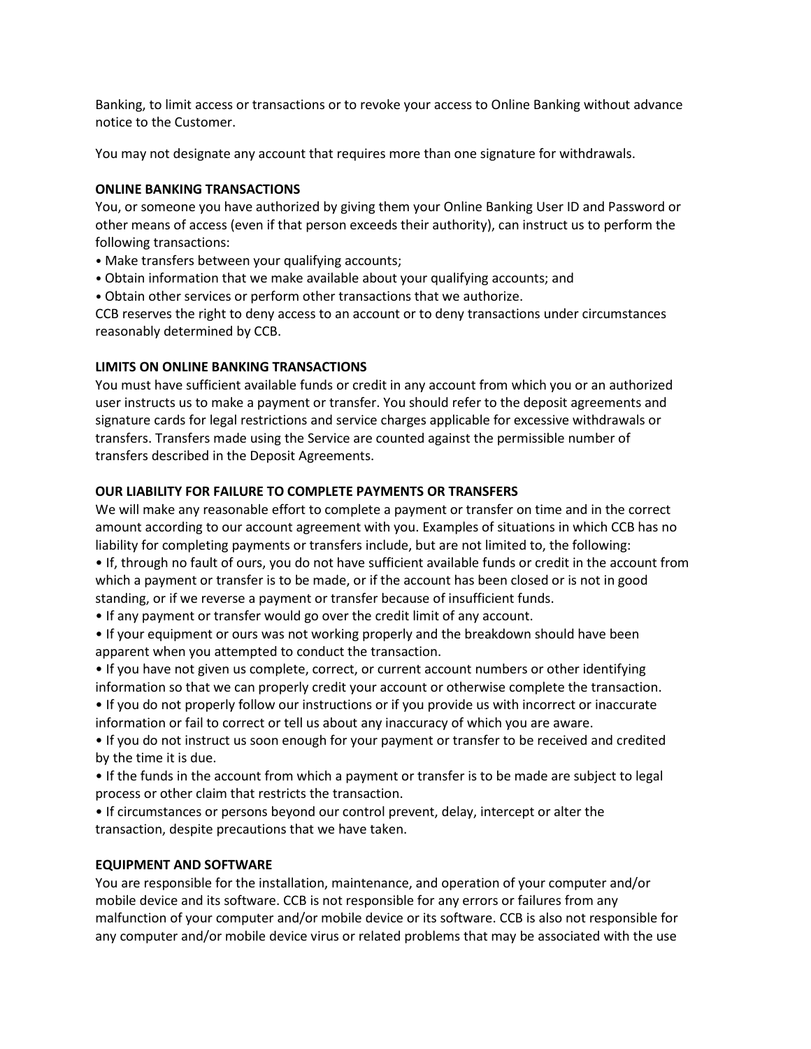Banking, to limit access or transactions or to revoke your access to Online Banking without advance notice to the Customer.

You may not designate any account that requires more than one signature for withdrawals.

**ONLINE BANKING TRANSACTIONS**

You, or someone you have authorized by giving them your Online Banking User ID and Password or other means of access (even if that person exceeds their authority), can instruct us to perform the following transactions:

- Make transfers between your qualifying accounts;
- Obtain information that we make available about your qualifying accounts; and
- Obtain other services or perform other transactions that we authorize.

CCB reserves the right to deny access to an account or to deny transactions under circumstances reasonably determined by CCB.

**LIMITS ON ONLINE BANKING TRANSACTIONS**

You must have sufficient available funds or credit in any account from which you or an authorized user instructs us to make a payment or transfer. You should refer to the deposit agreements and signature cards for legal restrictions and service charges applicable for excessive withdrawals or transfers. Transfers made using the Service are counted against the permissible number of transfers described in the Deposit Agreements.

**OUR LIABILITY FOR FAILURE TO COMPLETE PAYMENTS OR TRANSFERS**

We will make any reasonable effort to complete a payment or transfer on time and in the correct amount according to our account agreement with you. Examples of situations in which CCB has no liability for completing payments or transfers include, but are not limited to, the following:

- If, through no fault of ours, you do not have sufficient available funds or credit in the account from which a payment or transfer is to be made, or if the account has been closed or is not in good standing, or if we reverse a payment or transfer because of insufficient funds.
- If any payment or transfer would go over the credit limit of any account.
- If your equipment or ours was not working properly and the breakdown should have been apparent when you attempted to conduct the transaction.
- If you have not given us complete, correct, or current account numbers or other identifying information so that we can properly credit your account or otherwise complete the transaction.
- If you do not properly follow our instructions or if you provide us with incorrect or inaccurate information or fail to correct or tell us about any inaccuracy of which you are aware.
- If you do not instruct us soon enough for your payment or transfer to be received and credited by the time it is due.
- If the funds in the account from which a payment or transfer is to be made are subject to legal process or other claim that restricts the transaction.
- If circumstances or persons beyond our control prevent, delay, intercept or alter the transaction, despite precautions that we have taken.

**EQUIPMENT AND SOFTWARE**

You are responsible for the installation, maintenance, and operation of your computer and/or mobile device and its software. CCB is not responsible for any errors or failures from any malfunction of your computer and/or mobile device or its software. CCB is also not responsible for any computer and/or mobile device virus or related problems that may be associated with the use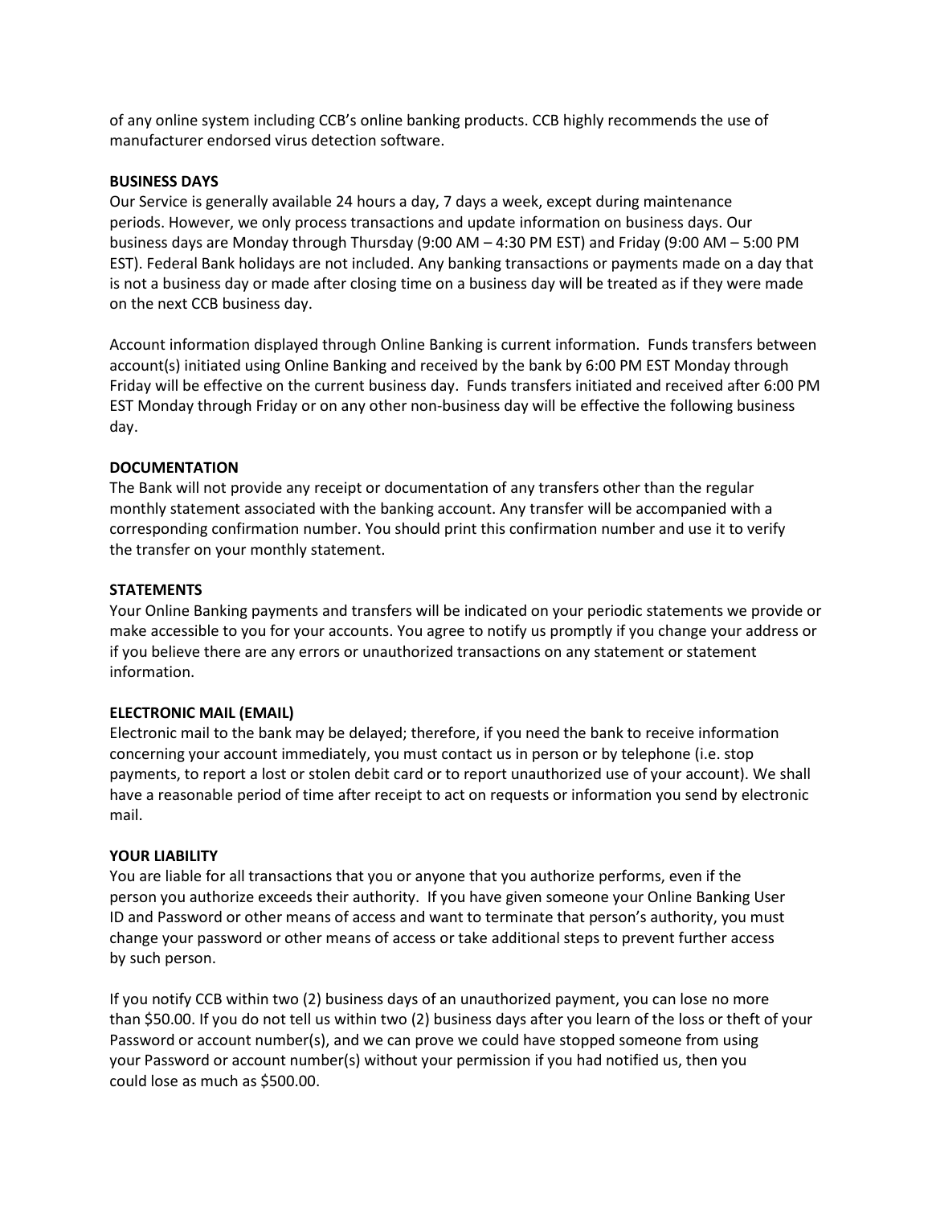of any online system including CCB's online banking products. CCB highly recommends the use of manufacturer endorsed virus detection software.

**BUSINESS DAYS**

Our Service is generally available 24 hours a day, 7 days a week, except during maintenance periods. However, we only process transactions and update information on business days. Our business days are Monday through Thursday (9:00 AM – 4:30 PM EST) and Friday (9:00 AM – 5:00 PM EST). Federal Bank holidays are not included. Any banking transactions or payments made on a day that is not a business day or made after closing time on a business day will be treated as if they were made on the next CCB business day.

Account information displayed through Online Banking is current information. Funds transfers between account(s) initiated using Online Banking and received by the bank by 6:00 PM EST Monday through Friday will be effective on the current business day. Funds transfers initiated and received after 6:00 PM EST Monday through Friday or on any other non-business day will be effective the following business day.

**DOCUMENTATION**

The Bank will not provide any receipt or documentation of any transfers other than the regular monthly statement associated with the banking account. Any transfer will be accompanied with a corresponding confirmation number. You should print this confirmation number and use it to verify the transfer on your monthly statement.

**STATEMENTS**

Your Online Banking payments and transfers will be indicated on your periodic statements we provide or make accessible to you for your accounts. You agree to notify us promptly if you change your address or if you believe there are any errors or unauthorized transactions on any statement or statement information.

**ELECTRONIC MAIL (EMAIL)**

Electronic mail to the bank may be delayed; therefore, if you need the bank to receive information concerning your account immediately, you must contact us in person or by telephone (i.e. stop payments, to report a lost or stolen debit card or to report unauthorized use of your account). We shall have a reasonable period of time after receipt to act on requests or information you send by electronic mail.

**YOUR LIABILITY**

You are liable for all transactions that you or anyone that you authorize performs, even if the person you authorize exceeds their authority. If you have given someone your Online Banking User ID and Password or other means of access and want to terminate that person's authority, you must change your password or other means of access or take additional steps to prevent further access by such person.

If you notify CCB within two (2) business days of an unauthorized payment, you can lose no more than $50.00. If you do not tell us within two (2) business days after you learn of the loss or theft of your Password or account number(s), and we can prove we could have stopped someone from using your Password or account number(s) without your permission if you had notified us, then you could lose as much as $500.00.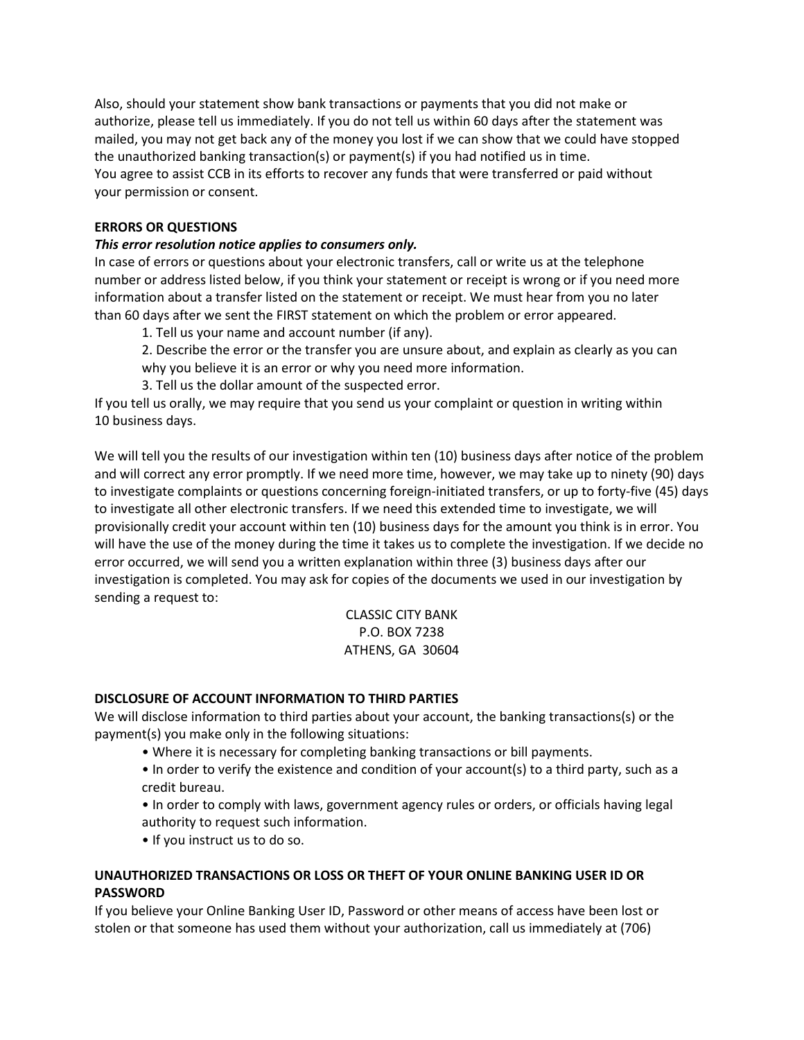Also, should your statement show bank transactions or payments that you did not make or authorize, please tell us immediately. If you do not tell us within 60 days after the statement was mailed, you may not get back any of the money you lost if we can show that we could have stopped the unauthorized banking transaction(s) or payment(s) if you had notified us in time.
You agree to assist CCB in its efforts to recover any funds that were transferred or paid without your permission or consent.

**ERRORS OR QUESTIONS**

***This error resolution notice applies to consumers only.***

In case of errors or questions about your electronic transfers, call or write us at the telephone number or address listed below, if you think your statement or receipt is wrong or if you need more information about a transfer listed on the statement or receipt. We must hear from you no later than 60 days after we sent the FIRST statement on which the problem or error appeared.

1. Tell us your name and account number (if any).
2. Describe the error or the transfer you are unsure about, and explain as clearly as you can why you believe it is an error or why you need more information.
3. Tell us the dollar amount of the suspected error.

If you tell us orally, we may require that you send us your complaint or question in writing within 10 business days.

We will tell you the results of our investigation within ten (10) business days after notice of the problem and will correct any error promptly. If we need more time, however, we may take up to ninety (90) days to investigate complaints or questions concerning foreign-initiated transfers, or up to forty-five (45) days to investigate all other electronic transfers. If we need this extended time to investigate, we will provisionally credit your account within ten (10) business days for the amount you think is in error. You will have the use of the money during the time it takes us to complete the investigation. If we decide no error occurred, we will send you a written explanation within three (3) business days after our investigation is completed. You may ask for copies of the documents we used in our investigation by sending a request to:

CLASSIC CITY BANK
P.O. BOX 7238
ATHENS, GA 30604

**DISCLOSURE OF ACCOUNT INFORMATION TO THIRD PARTIES**

We will disclose information to third parties about your account, the banking transactions(s) or the payment(s) you make only in the following situations:

- Where it is necessary for completing banking transactions or bill payments.
- In order to verify the existence and condition of your account(s) to a third party, such as a credit bureau.
- In order to comply with laws, government agency rules or orders, or officials having legal authority to request such information.
- If you instruct us to do so.

**UNAUTHORIZED TRANSACTIONS OR LOSS OR THEFT OF YOUR ONLINE BANKING USER ID OR PASSWORD**

If you believe your Online Banking User ID, Password or other means of access have been lost or stolen or that someone has used them without your authorization, call us immediately at (706)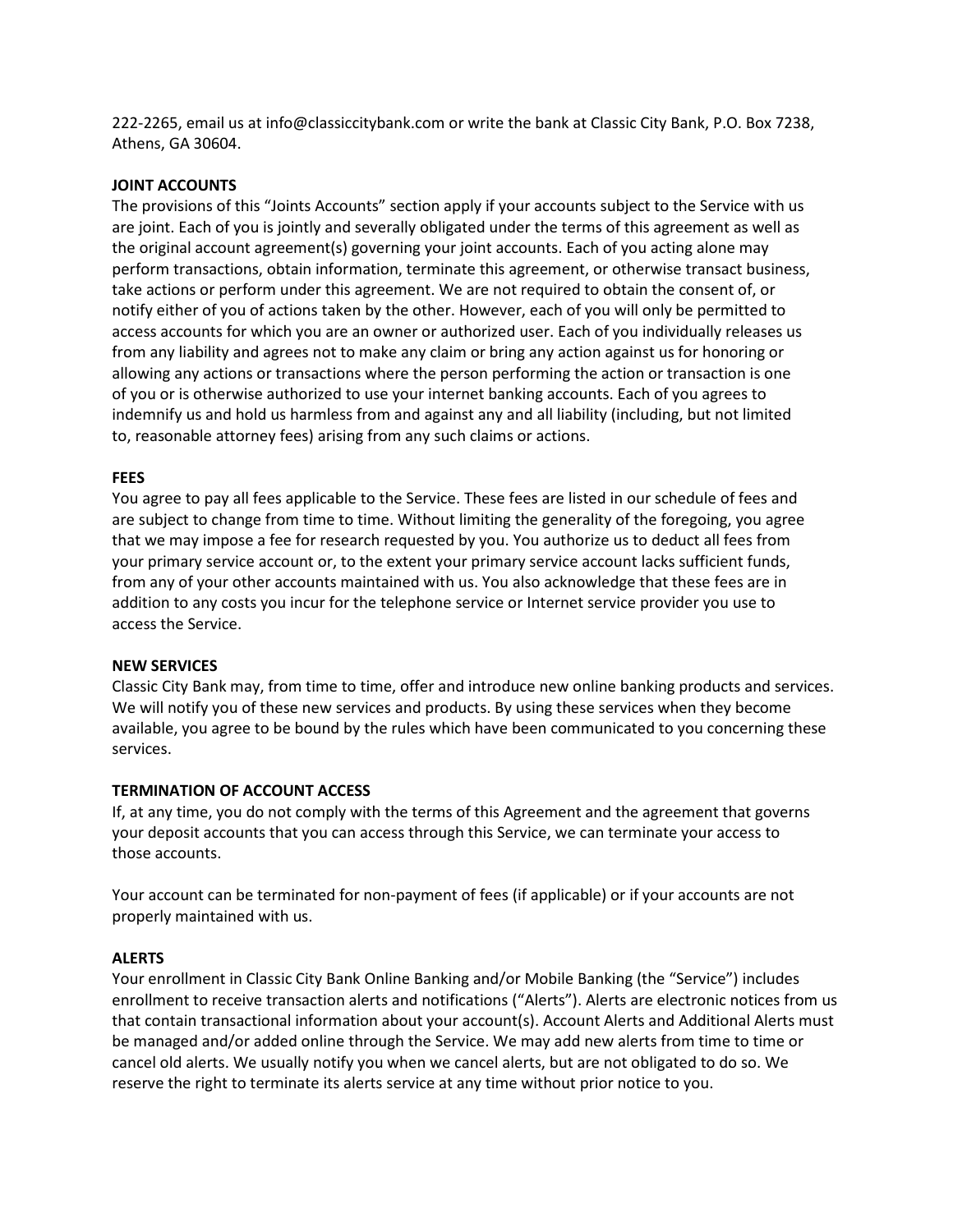222-2265, email us at info@classiccitybank.com or write the bank at Classic City Bank, P.O. Box 7238, Athens, GA 30604.

**JOINT ACCOUNTS**

The provisions of this "Joints Accounts" section apply if your accounts subject to the Service with us are joint. Each of you is jointly and severally obligated under the terms of this agreement as well as the original account agreement(s) governing your joint accounts. Each of you acting alone may perform transactions, obtain information, terminate this agreement, or otherwise transact business, take actions or perform under this agreement. We are not required to obtain the consent of, or notify either of you of actions taken by the other. However, each of you will only be permitted to access accounts for which you are an owner or authorized user. Each of you individually releases us from any liability and agrees not to make any claim or bring any action against us for honoring or allowing any actions or transactions where the person performing the action or transaction is one of you or is otherwise authorized to use your internet banking accounts. Each of you agrees to indemnify us and hold us harmless from and against any and all liability (including, but not limited to, reasonable attorney fees) arising from any such claims or actions.

**FEES**

You agree to pay all fees applicable to the Service. These fees are listed in our schedule of fees and are subject to change from time to time. Without limiting the generality of the foregoing, you agree that we may impose a fee for research requested by you. You authorize us to deduct all fees from your primary service account or, to the extent your primary service account lacks sufficient funds, from any of your other accounts maintained with us. You also acknowledge that these fees are in addition to any costs you incur for the telephone service or Internet service provider you use to access the Service.

**NEW SERVICES**

Classic City Bank may, from time to time, offer and introduce new online banking products and services. We will notify you of these new services and products. By using these services when they become available, you agree to be bound by the rules which have been communicated to you concerning these services.

**TERMINATION OF ACCOUNT ACCESS**

If, at any time, you do not comply with the terms of this Agreement and the agreement that governs your deposit accounts that you can access through this Service, we can terminate your access to those accounts.

Your account can be terminated for non-payment of fees (if applicable) or if your accounts are not properly maintained with us.

**ALERTS**

Your enrollment in Classic City Bank Online Banking and/or Mobile Banking (the "Service") includes enrollment to receive transaction alerts and notifications ("Alerts"). Alerts are electronic notices from us that contain transactional information about your account(s). Account Alerts and Additional Alerts must be managed and/or added online through the Service. We may add new alerts from time to time or cancel old alerts. We usually notify you when we cancel alerts, but are not obligated to do so. We reserve the right to terminate its alerts service at any time without prior notice to you.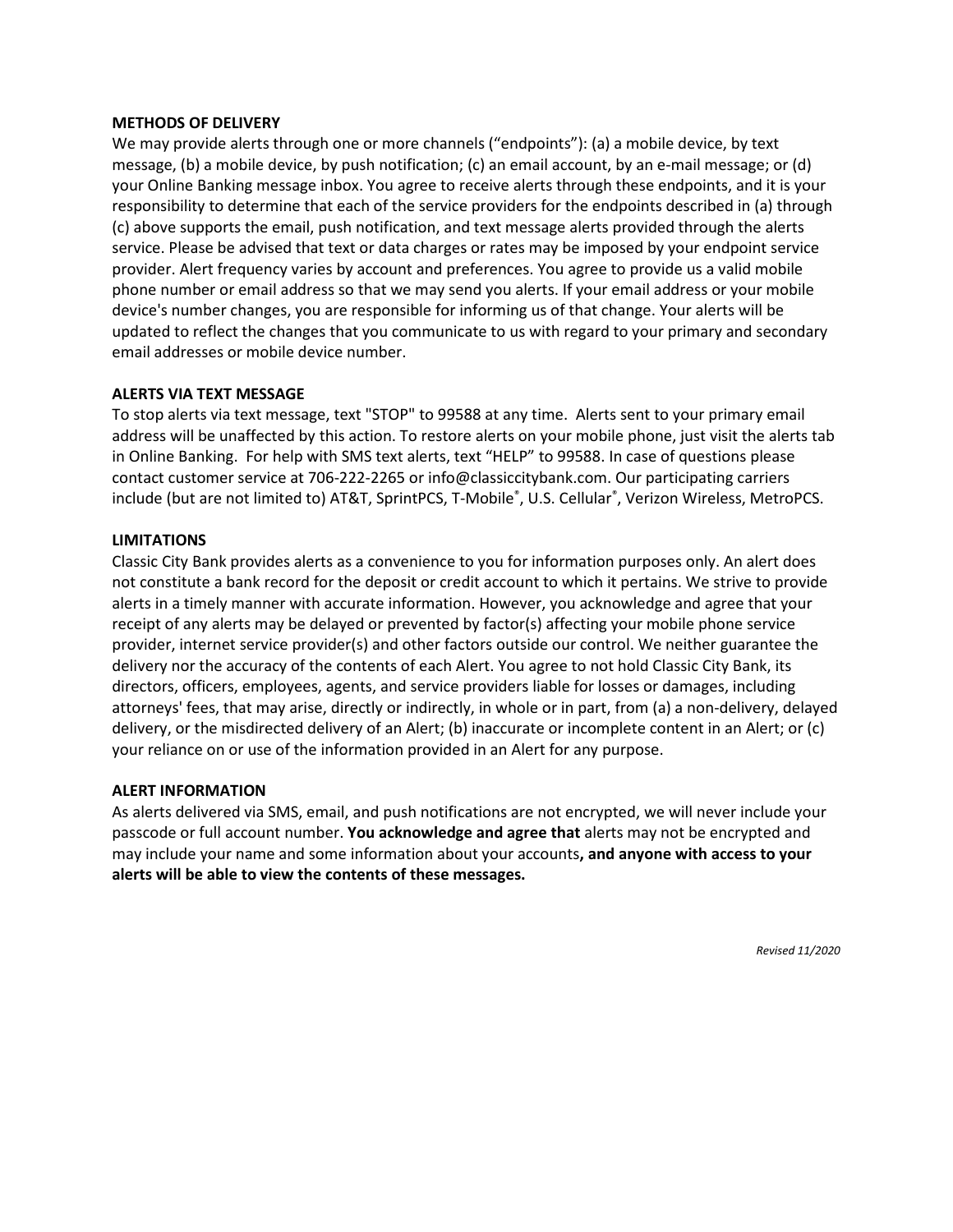**METHODS OF DELIVERY**

We may provide alerts through one or more channels ("endpoints"): (a) a mobile device, by text message, (b) a mobile device, by push notification; (c) an email account, by an e-mail message; or (d) your Online Banking message inbox. You agree to receive alerts through these endpoints, and it is your responsibility to determine that each of the service providers for the endpoints described in (a) through (c) above supports the email, push notification, and text message alerts provided through the alerts service. Please be advised that text or data charges or rates may be imposed by your endpoint service provider. Alert frequency varies by account and preferences. You agree to provide us a valid mobile phone number or email address so that we may send you alerts. If your email address or your mobile device's number changes, you are responsible for informing us of that change. Your alerts will be updated to reflect the changes that you communicate to us with regard to your primary and secondary email addresses or mobile device number.

**ALERTS VIA TEXT MESSAGE**

To stop alerts via text message, text "STOP" to 99588 at any time. Alerts sent to your primary email address will be unaffected by this action. To restore alerts on your mobile phone, just visit the alerts tab in Online Banking. For help with SMS text alerts, text "HELP" to 99588. In case of questions please contact customer service at 706-222-2265 or info@classiccitybank.com. Our participating carriers include (but are not limited to) AT&T, SprintPCS, T-Mobile®, U.S. Cellular®, Verizon Wireless, MetroPCS.

**LIMITATIONS**

Classic City Bank provides alerts as a convenience to you for information purposes only. An alert does not constitute a bank record for the deposit or credit account to which it pertains. We strive to provide alerts in a timely manner with accurate information. However, you acknowledge and agree that your receipt of any alerts may be delayed or prevented by factor(s) affecting your mobile phone service provider, internet service provider(s) and other factors outside our control. We neither guarantee the delivery nor the accuracy of the contents of each Alert. You agree to not hold Classic City Bank, its directors, officers, employees, agents, and service providers liable for losses or damages, including attorneys' fees, that may arise, directly or indirectly, in whole or in part, from (a) a non-delivery, delayed delivery, or the misdirected delivery of an Alert; (b) inaccurate or incomplete content in an Alert; or (c) your reliance on or use of the information provided in an Alert for any purpose.

**ALERT INFORMATION**

As alerts delivered via SMS, email, and push notifications are not encrypted, we will never include your passcode or full account number. **You acknowledge and agree that** alerts may not be encrypted and may include your name and some information about your accounts**, and anyone with access to your alerts will be able to view the contents of these messages.**

*Revised 11/2020*